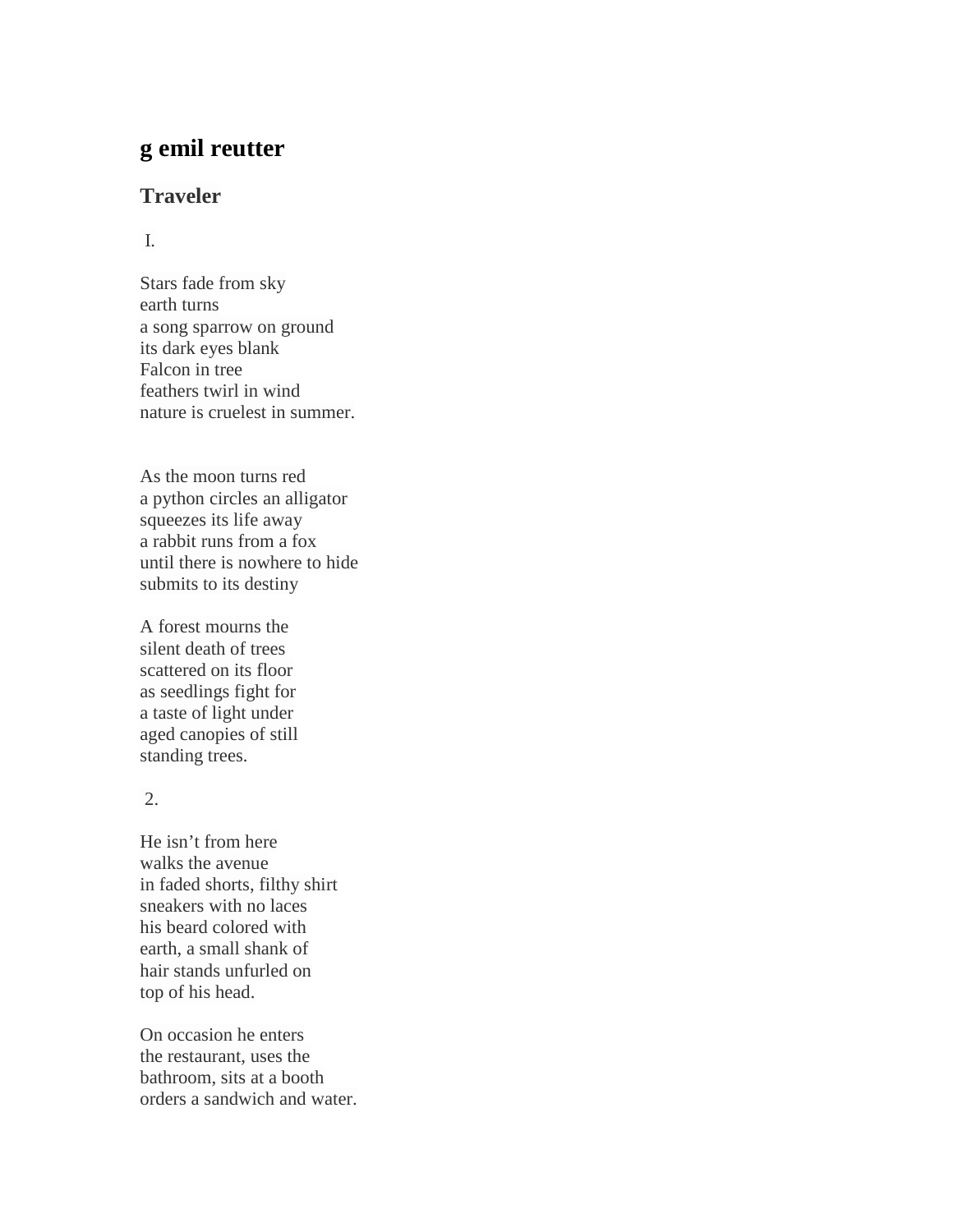## g emil reutter

### Traveler

I.

Stars fade from sky  
earth turns  
a song sparrow on ground  
its dark eyes blank  
Falcon in tree  
feathers twirl in wind  
nature is cruelest in summer.

As the moon turns red  
a python circles an alligator  
squeezes its life away  
a rabbit runs from a fox  
until there is nowhere to hide  
submits to its destiny

A forest mourns the  
silent death of trees  
scattered on its floor  
as seedlings fight for  
a taste of light under  
aged canopies of still  
standing trees.

2.

He isn't from here  
walks the avenue  
in faded shorts, filthy shirt  
sneakers with no laces  
his beard colored with  
earth, a small shank of  
hair stands unfurled on  
top of his head.

On occasion he enters  
the restaurant, uses the  
bathroom, sits at a booth  
orders a sandwich and water.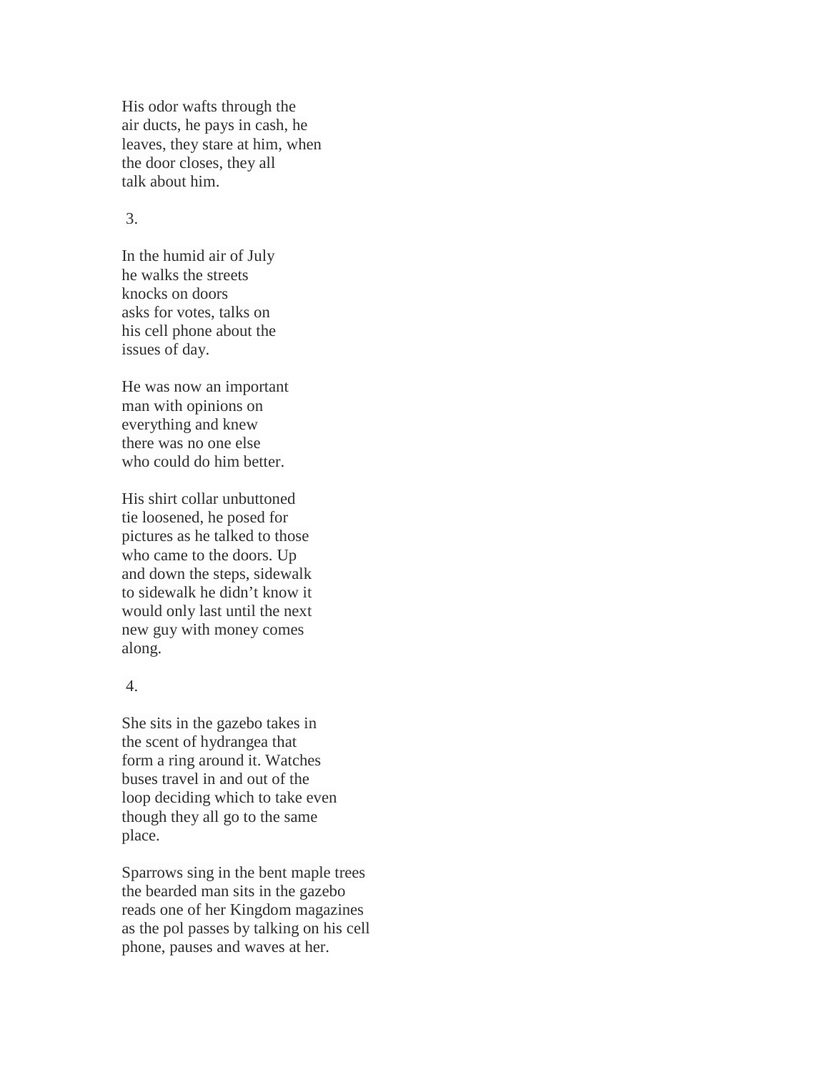His odor wafts through the  
air ducts, he pays in cash, he  
leaves, they stare at him, when  
the door closes, they all  
talk about him.

3.

In the humid air of July  
he walks the streets  
knocks on doors  
asks for votes, talks on  
his cell phone about the  
issues of day.

He was now an important  
man with opinions on  
everything and knew  
there was no one else  
who could do him better.

His shirt collar unbuttoned  
tie loosened, he posed for  
pictures as he talked to those  
who came to the doors. Up  
and down the steps, sidewalk  
to sidewalk he didn't know it  
would only last until the next  
new guy with money comes  
along.

4.

She sits in the gazebo takes in  
the scent of hydrangea that  
form a ring around it. Watches  
buses travel in and out of the  
loop deciding which to take even  
though they all go to the same  
place.

Sparrows sing in the bent maple trees  
the bearded man sits in the gazebo  
reads one of her Kingdom magazines  
as the pol passes by talking on his cell  
phone, pauses and waves at her.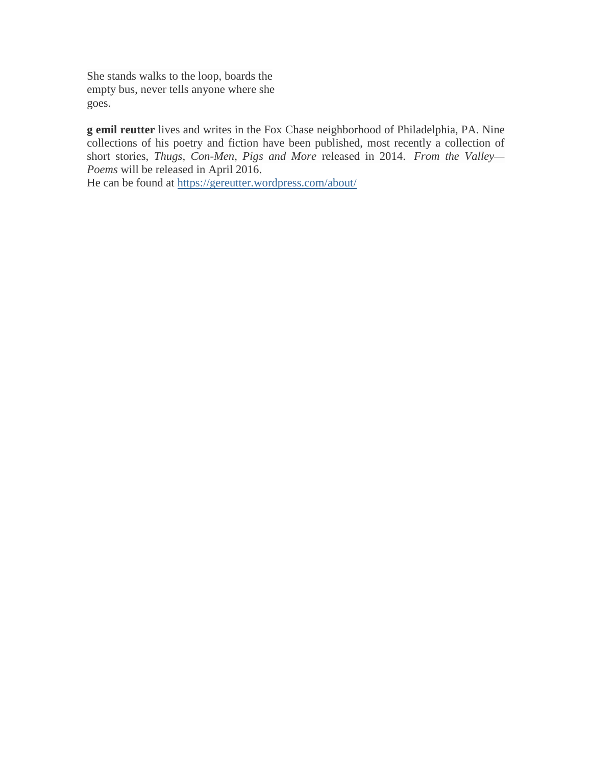She stands walks to the loop, boards the
empty bus, never tells anyone where she
goes.

**g emil reutter** lives and writes in the Fox Chase neighborhood of Philadelphia, PA. Nine collections of his poetry and fiction have been published, most recently a collection of short stories, *Thugs, Con-Men, Pigs and More* released in 2014. *From the Valley—Poems* will be released in April 2016.
He can be found at https://gereutter.wordpress.com/about/